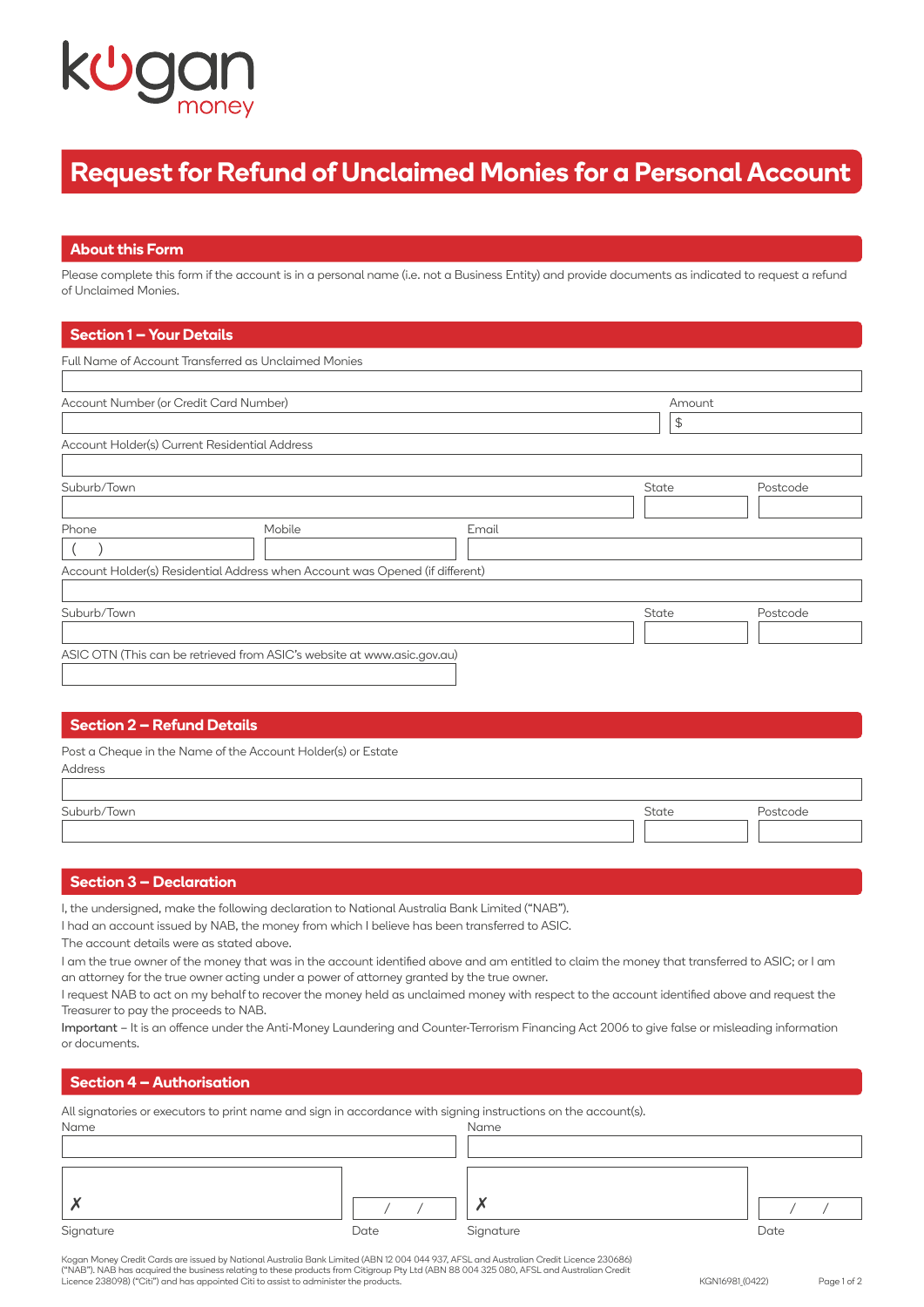kogan money

# Request for Refund of Unclaimed Monies for a Personal Account

## About this Form

Please complete this form if the account is in a personal name (i.e. not a Business Entity) and provide documents as indicated to request a refund of Unclaimed Monies.

## Section 1 – Your Details

Full Name of Account Transferred as Unclaimed Monies

Account Number (or Credit Card Number)

Amount

$

Account Holder(s) Current Residential Address

Suburb/Town

State

Postcode

Phone

( )

Mobile

Email

Account Holder(s) Residential Address when Account was Opened (if different)

Suburb/Town

State

Postcode

ASIC OTN (This can be retrieved from ASIC's website at www.asic.gov.au)

## Section 2 – Refund Details

Post a Cheque in the Name of the Account Holder(s) or Estate

Address

Suburb/Town

State

Postcode

## Section 3 – Declaration

I, the undersigned, make the following declaration to National Australia Bank Limited ("NAB").

I had an account issued by NAB, the money from which I believe has been transferred to ASIC.

The account details were as stated above.

I am the true owner of the money that was in the account identified above and am entitled to claim the money that transferred to ASIC; or I am an attorney for the true owner acting under a power of attorney granted by the true owner.

I request NAB to act on my behalf to recover the money held as unclaimed money with respect to the account identified above and request the Treasurer to pay the proceeds to NAB.

**Important** – It is an offence under the Anti-Money Laundering and Counter-Terrorism Financing Act 2006 to give false or misleading information or documents.

## Section 4 – Authorisation

All signatories or executors to print name and sign in accordance with signing instructions on the account(s).

Name

Name

✗

/ /

✗

/ /

Signature

Date

Signature

Date

Kogan Money Credit Cards are issued by National Australia Bank Limited (ABN 12 004 044 937, AFSL and Australian Credit Licence 230686) ("NAB"). NAB has acquired the business relating to these products from Citigroup Pty Ltd (ABN 88 004 325 080, AFSL and Australian Credit Licence 238098) ("Citi") and has appointed Citi to assist to administer the products.

KGN16981_(0422)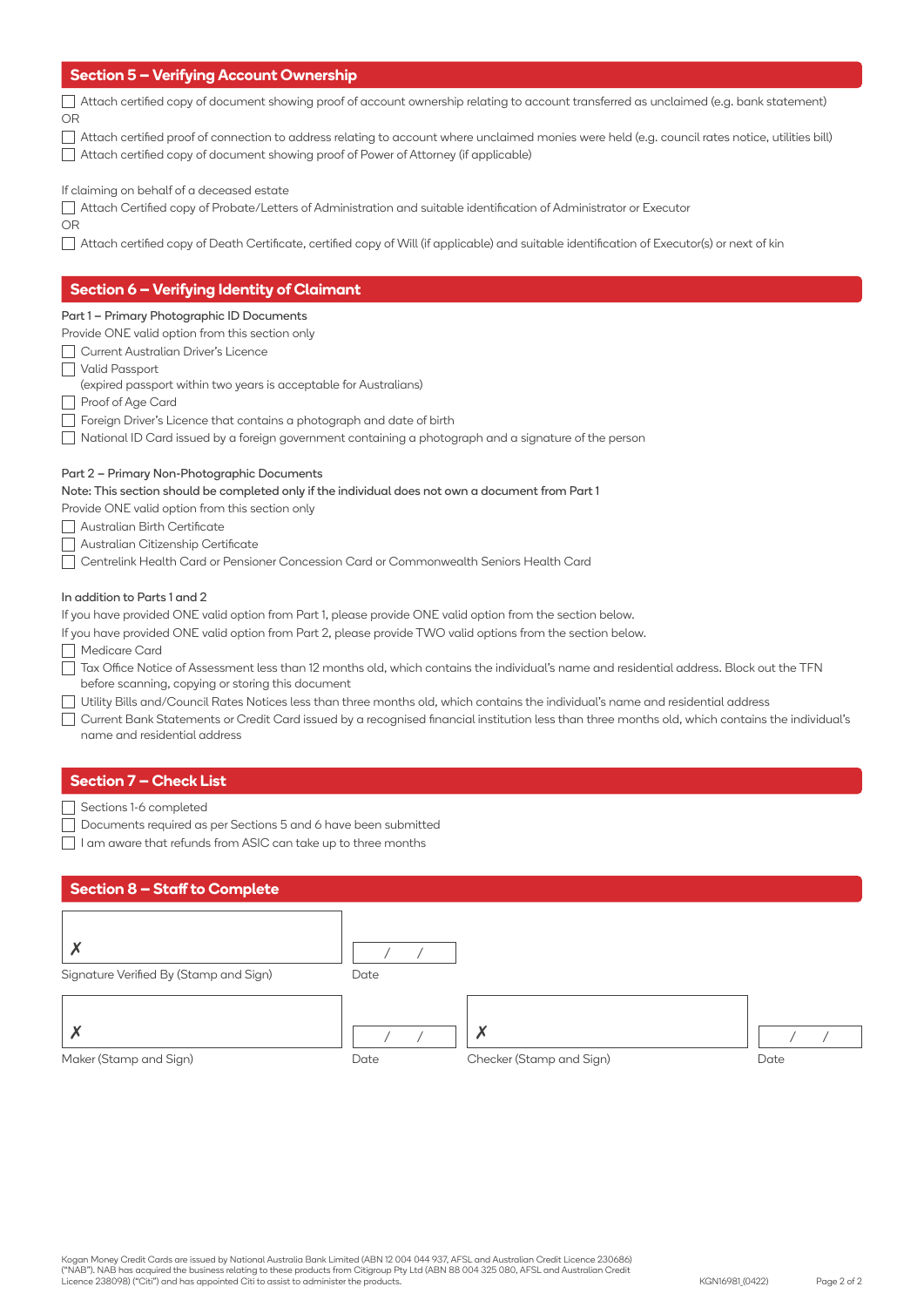## Section 5 – Verifying Account Ownership

- ☐ Attach certified copy of document showing proof of account ownership relating to account transferred as unclaimed (e.g. bank statement)

OR

- ☐ Attach certified proof of connection to address relating to account where unclaimed monies were held (e.g. council rates notice, utilities bill)
- ☐ Attach certified copy of document showing proof of Power of Attorney (if applicable)

If claiming on behalf of a deceased estate

- ☐ Attach Certified copy of Probate/Letters of Administration and suitable identification of Administrator or Executor

OR

- ☐ Attach certified copy of Death Certificate, certified copy of Will (if applicable) and suitable identification of Executor(s) or next of kin

## Section 6 – Verifying Identity of Claimant

Part 1 – Primary Photographic ID Documents

Provide ONE valid option from this section only

- ☐ Current Australian Driver's Licence
- ☐ Valid Passport
  (expired passport within two years is acceptable for Australians)
- ☐ Proof of Age Card
- ☐ Foreign Driver's Licence that contains a photograph and date of birth
- ☐ National ID Card issued by a foreign government containing a photograph and a signature of the person

Part 2 – Primary Non-Photographic Documents

Note: This section should be completed only if the individual does not own a document from Part 1

Provide ONE valid option from this section only

- ☐ Australian Birth Certificate
- ☐ Australian Citizenship Certificate
- ☐ Centrelink Health Card or Pensioner Concession Card or Commonwealth Seniors Health Card

In addition to Parts 1 and 2

If you have provided ONE valid option from Part 1, please provide ONE valid option from the section below.

If you have provided ONE valid option from Part 2, please provide TWO valid options from the section below.

- ☐ Medicare Card
- ☐ Tax Office Notice of Assessment less than 12 months old, which contains the individual's name and residential address. Block out the TFN before scanning, copying or storing this document
- ☐ Utility Bills and/Council Rates Notices less than three months old, which contains the individual's name and residential address
- ☐ Current Bank Statements or Credit Card issued by a recognised financial institution less than three months old, which contains the individual's name and residential address

## Section 7 – Check List

- ☐ Sections 1-6 completed
- ☐ Documents required as per Sections 5 and 6 have been submitted
- ☐ I am aware that refunds from ASIC can take up to three months

## Section 8 – Staff to Complete

✗ ____________________ &nbsp;&nbsp; ___ / ___ / ___

Signature Verified By (Stamp and Sign) &nbsp;&nbsp; Date

✗ ____________________ &nbsp;&nbsp; ___ / ___ / ___ &nbsp;&nbsp; ✗ ____________________ &nbsp;&nbsp; ___ / ___ / ___

Maker (Stamp and Sign) &nbsp;&nbsp; Date &nbsp;&nbsp; Checker (Stamp and Sign) &nbsp;&nbsp; Date

Kogan Money Credit Cards are issued by National Australia Bank Limited (ABN 12 004 044 937, AFSL and Australian Credit Licence 230686) ("NAB"). NAB has acquired the business relating to these products from Citigroup Pty Ltd (ABN 88 004 325 080, AFSL and Australian Credit Licence 238098) ("Citi") and has appointed Citi to assist to administer the products.

KGN16981_(0422)